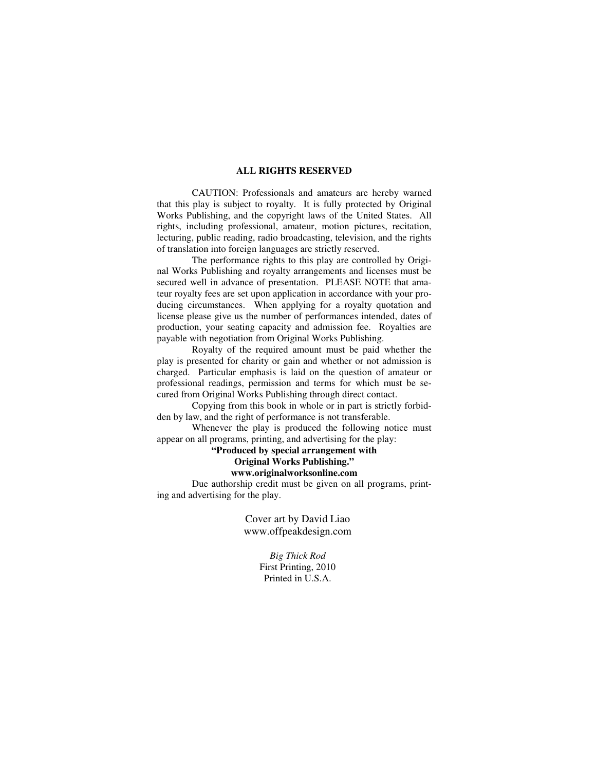**ALL RIGHTS RESERVED**

CAUTION: Professionals and amateurs are hereby warned that this play is subject to royalty. It is fully protected by Original Works Publishing, and the copyright laws of the United States. All rights, including professional, amateur, motion pictures, recitation, lecturing, public reading, radio broadcasting, television, and the rights of translation into foreign languages are strictly reserved.

The performance rights to this play are controlled by Original Works Publishing and royalty arrangements and licenses must be secured well in advance of presentation. PLEASE NOTE that amateur royalty fees are set upon application in accordance with your producing circumstances. When applying for a royalty quotation and license please give us the number of performances intended, dates of production, your seating capacity and admission fee. Royalties are payable with negotiation from Original Works Publishing.

Royalty of the required amount must be paid whether the play is presented for charity or gain and whether or not admission is charged. Particular emphasis is laid on the question of amateur or professional readings, permission and terms for which must be secured from Original Works Publishing through direct contact.

Copying from this book in whole or in part is strictly forbidden by law, and the right of performance is not transferable.

Whenever the play is produced the following notice must appear on all programs, printing, and advertising for the play:

**"Produced by special arrangement with
Original Works Publishing."
www.originalworksonline.com**

Due authorship credit must be given on all programs, printing and advertising for the play.

Cover art by David Liao
www.offpeakdesign.com

*Big Thick Rod*
First Printing, 2010
Printed in U.S.A.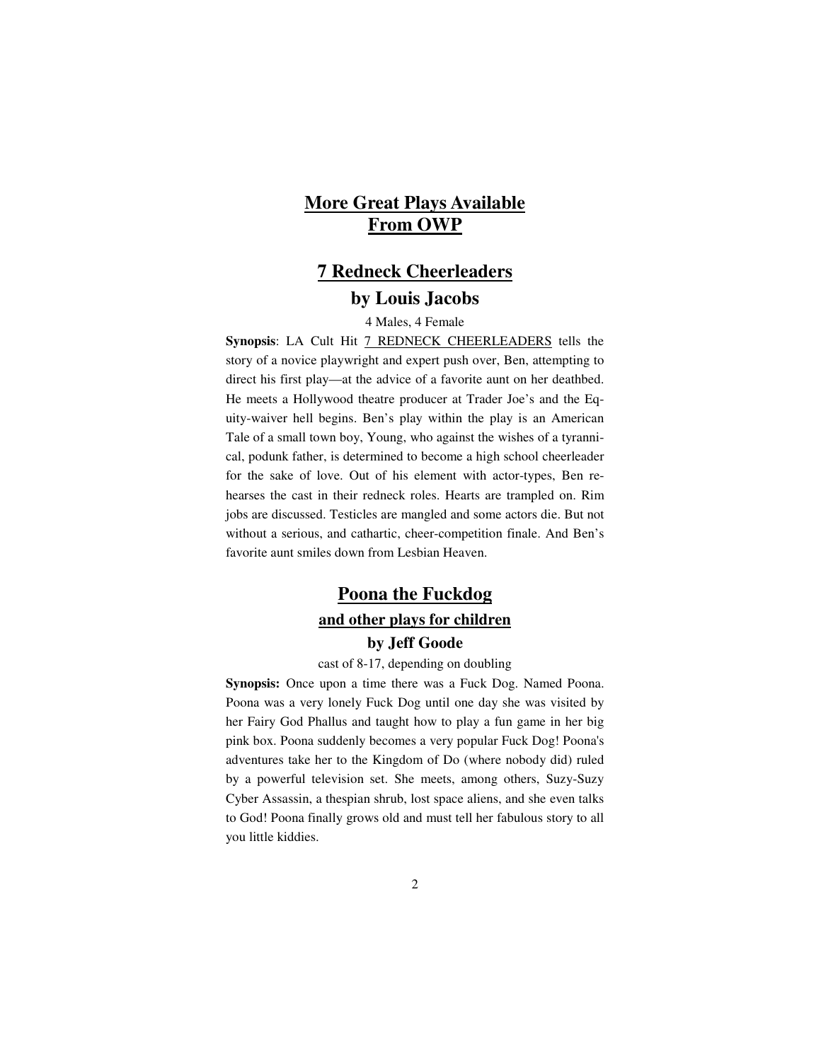# More Great Plays Available From OWP

## 7 Redneck Cheerleaders

### by Louis Jacobs

4 Males, 4 Female

**Synopsis**: LA Cult Hit 7 REDNECK CHEERLEADERS tells the story of a novice playwright and expert push over, Ben, attempting to direct his first play—at the advice of a favorite aunt on her deathbed. He meets a Hollywood theatre producer at Trader Joe's and the Equity-waiver hell begins. Ben's play within the play is an American Tale of a small town boy, Young, who against the wishes of a tyrannical, podunk father, is determined to become a high school cheerleader for the sake of love. Out of his element with actor-types, Ben rehearses the cast in their redneck roles. Hearts are trampled on. Rim jobs are discussed. Testicles are mangled and some actors die. But not without a serious, and cathartic, cheer-competition finale. And Ben's favorite aunt smiles down from Lesbian Heaven.

## Poona the Fuckdog

### and other plays for children

### by Jeff Goode

cast of 8-17, depending on doubling

**Synopsis:** Once upon a time there was a Fuck Dog. Named Poona. Poona was a very lonely Fuck Dog until one day she was visited by her Fairy God Phallus and taught how to play a fun game in her big pink box. Poona suddenly becomes a very popular Fuck Dog! Poona's adventures take her to the Kingdom of Do (where nobody did) ruled by a powerful television set. She meets, among others, Suzy-Suzy Cyber Assassin, a thespian shrub, lost space aliens, and she even talks to God! Poona finally grows old and must tell her fabulous story to all you little kiddies.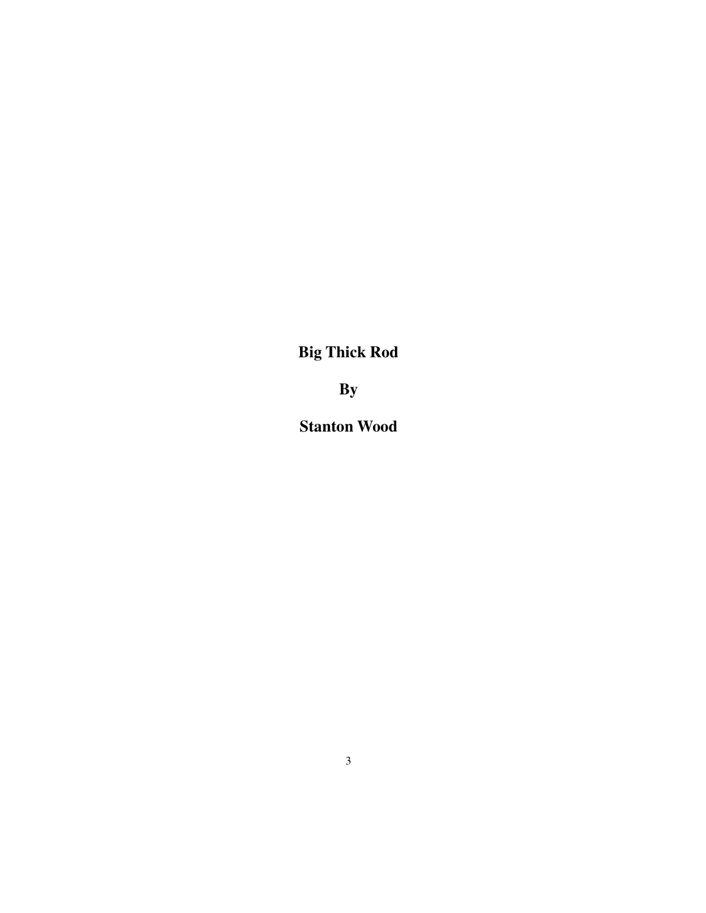**Big Thick Rod**

**By**

**Stanton Wood**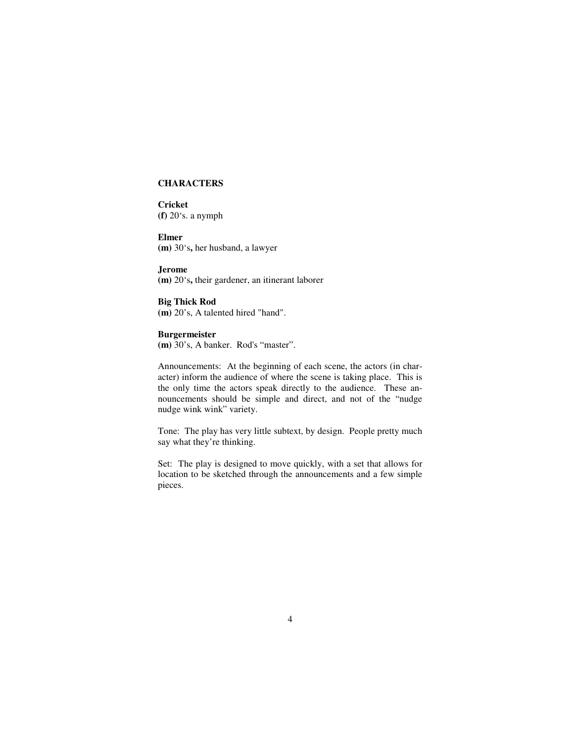**CHARACTERS**

**Cricket**
**(f)** 20's. a nymph

**Elmer**
**(m)** 30's**,** her husband, a lawyer

**Jerome**
**(m)** 20's**,** their gardener, an itinerant laborer

**Big Thick Rod**
**(m)** 20's, A talented hired "hand".

**Burgermeister**
**(m)** 30's, A banker. Rod's "master".

Announcements: At the beginning of each scene, the actors (in character) inform the audience of where the scene is taking place. This is the only time the actors speak directly to the audience. These announcements should be simple and direct, and not of the "nudge nudge wink wink" variety.

Tone: The play has very little subtext, by design. People pretty much say what they're thinking.

Set: The play is designed to move quickly, with a set that allows for location to be sketched through the announcements and a few simple pieces.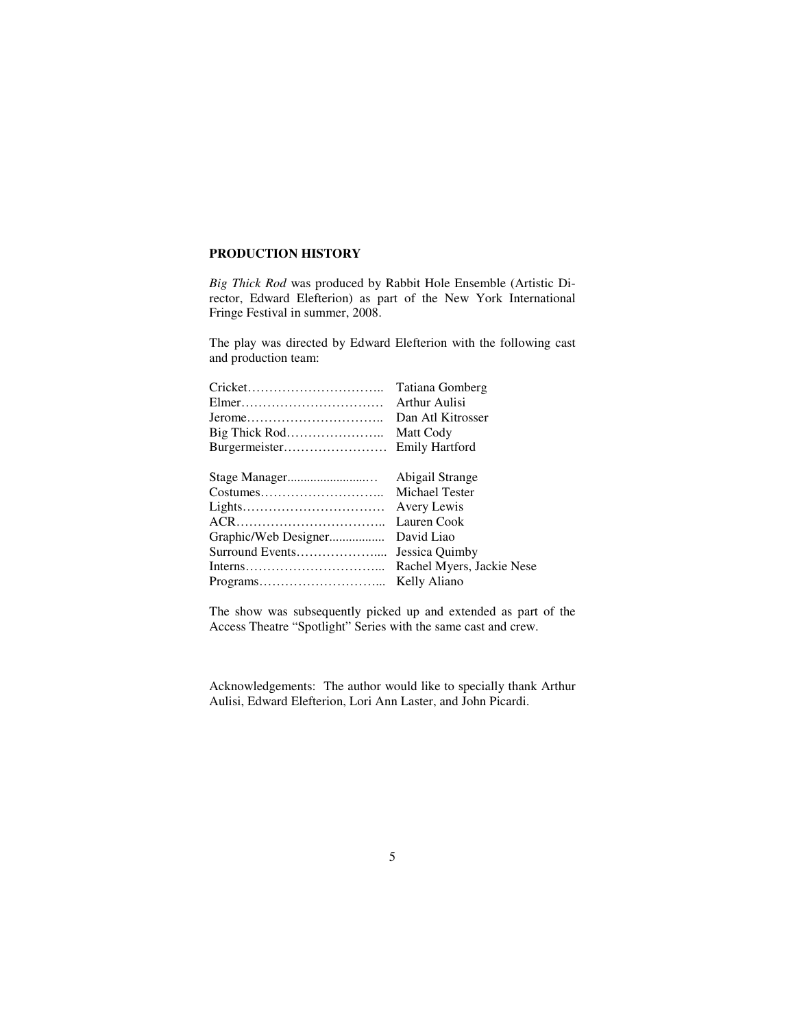**PRODUCTION HISTORY**

*Big Thick Rod* was produced by Rabbit Hole Ensemble (Artistic Director, Edward Elefterion) as part of the New York International Fringe Festival in summer, 2008.

The play was directed by Edward Elefterion with the following cast and production team:

| | |
|---|---|
| Cricket…………………………….. | Tatiana Gomberg |
| Elmer……………………………. | Arthur Aulisi |
| Jerome………………………….. | Dan Atl Kitrosser |
| Big Thick Rod………………….. | Matt Cody |
| Burgermeister…………………… | Emily Hartford |
| | |
| Stage Manager........................… | Abigail Strange |
| Costumes……………………….. | Michael Tester |
| Lights……………………………. | Avery Lewis |
| ACR……………………………... | Lauren Cook |
| Graphic/Web Designer................ | David Liao |
| Surround Events……………….... | Jessica Quimby |
| Interns…………………………... | Rachel Myers, Jackie Nese |
| Programs………………………... | Kelly Aliano |

The show was subsequently picked up and extended as part of the Access Theatre "Spotlight" Series with the same cast and crew.

Acknowledgements: The author would like to specially thank Arthur Aulisi, Edward Elefterion, Lori Ann Laster, and John Picardi.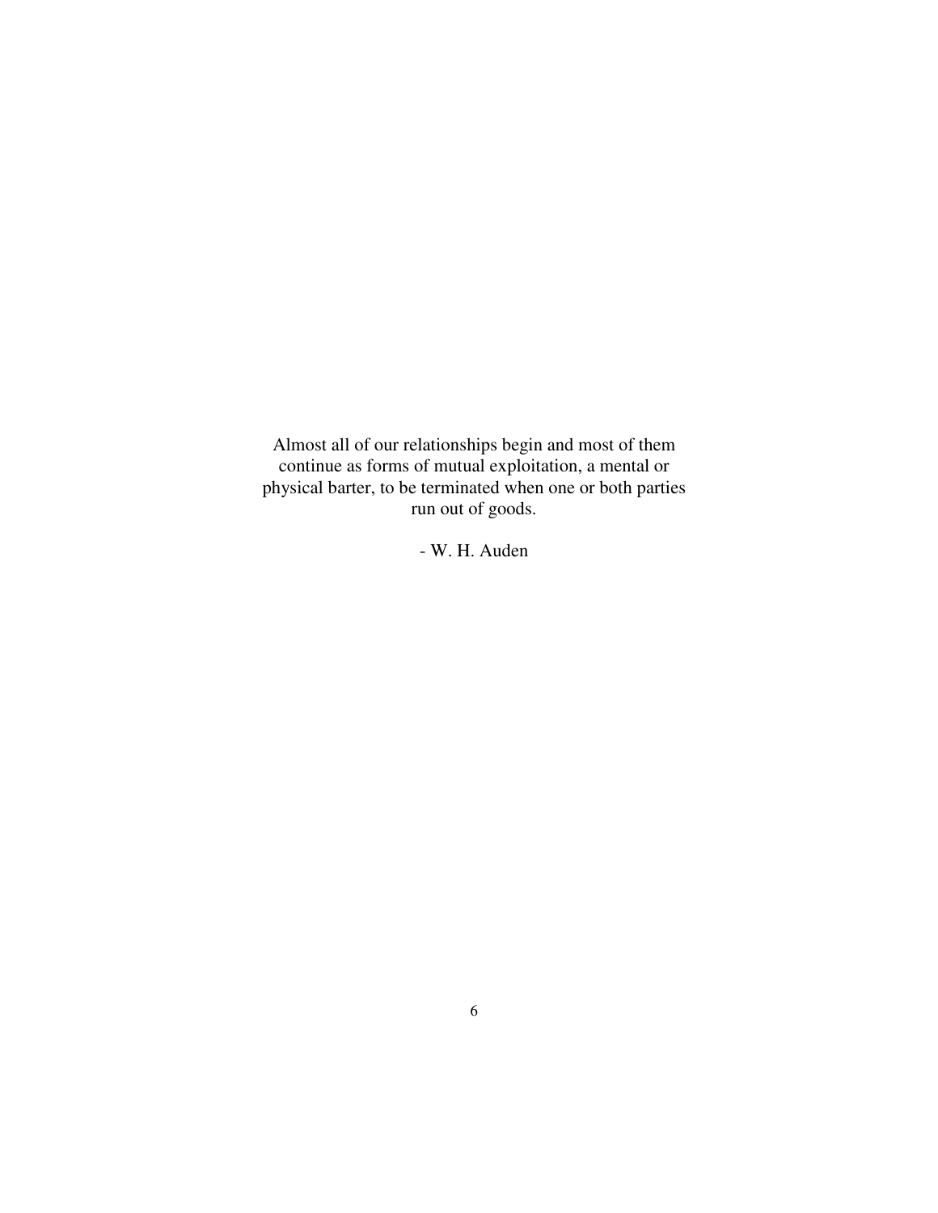Almost all of our relationships begin and most of them continue as forms of mutual exploitation, a mental or physical barter, to be terminated when one or both parties run out of goods.

- W. H. Auden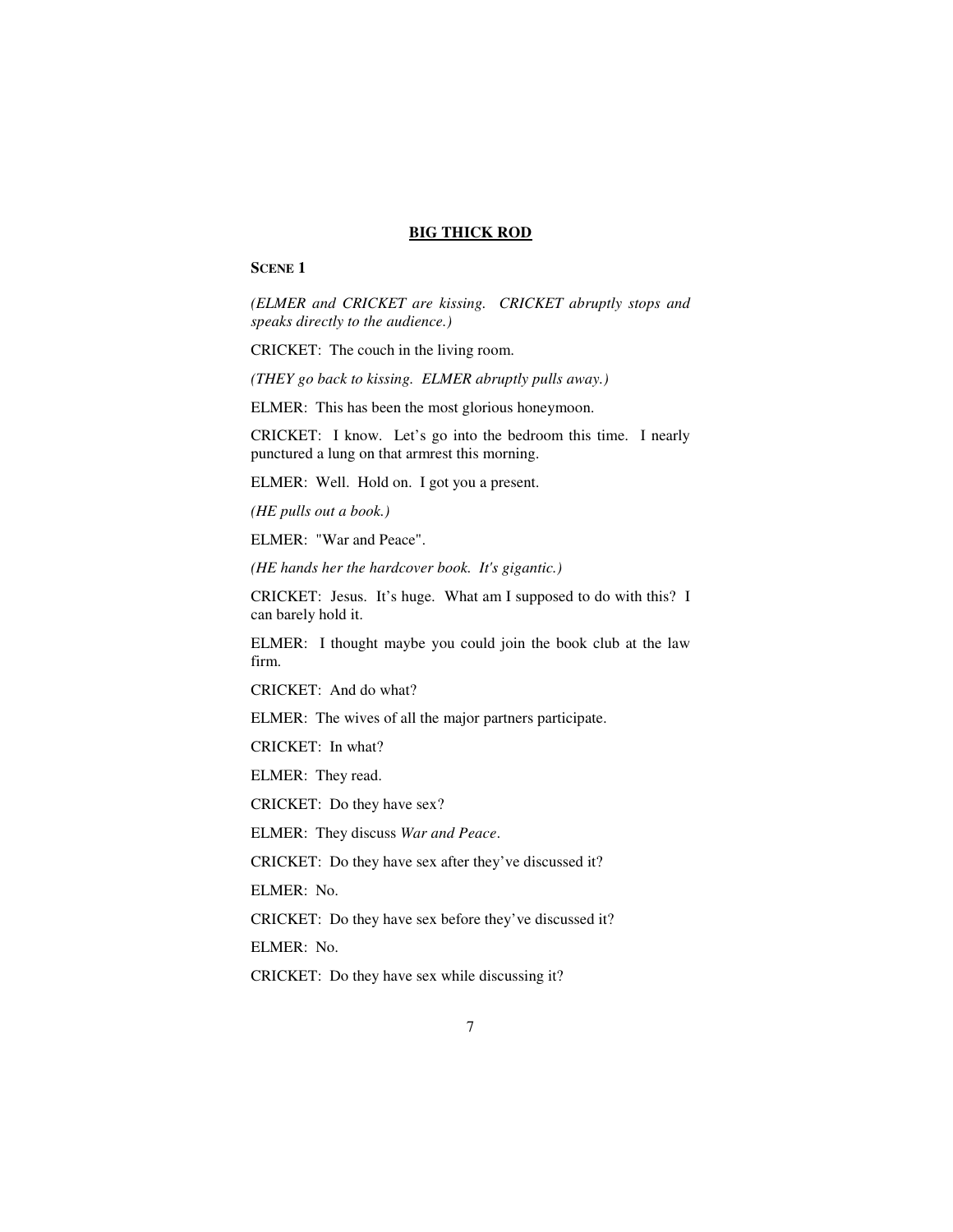# BIG THICK ROD

**SCENE 1**

*(ELMER and CRICKET are kissing. CRICKET abruptly stops and speaks directly to the audience.)*

CRICKET: The couch in the living room.

*(THEY go back to kissing. ELMER abruptly pulls away.)*

ELMER: This has been the most glorious honeymoon.

CRICKET: I know. Let's go into the bedroom this time. I nearly punctured a lung on that armrest this morning.

ELMER: Well. Hold on. I got you a present.

*(HE pulls out a book.)*

ELMER: "War and Peace".

*(HE hands her the hardcover book. It's gigantic.)*

CRICKET: Jesus. It's huge. What am I supposed to do with this? I can barely hold it.

ELMER: I thought maybe you could join the book club at the law firm.

CRICKET: And do what?

ELMER: The wives of all the major partners participate.

CRICKET: In what?

ELMER: They read.

CRICKET: Do they have sex?

ELMER: They discuss *War and Peace*.

CRICKET: Do they have sex after they've discussed it?

ELMER: No.

CRICKET: Do they have sex before they've discussed it?

ELMER: No.

CRICKET: Do they have sex while discussing it?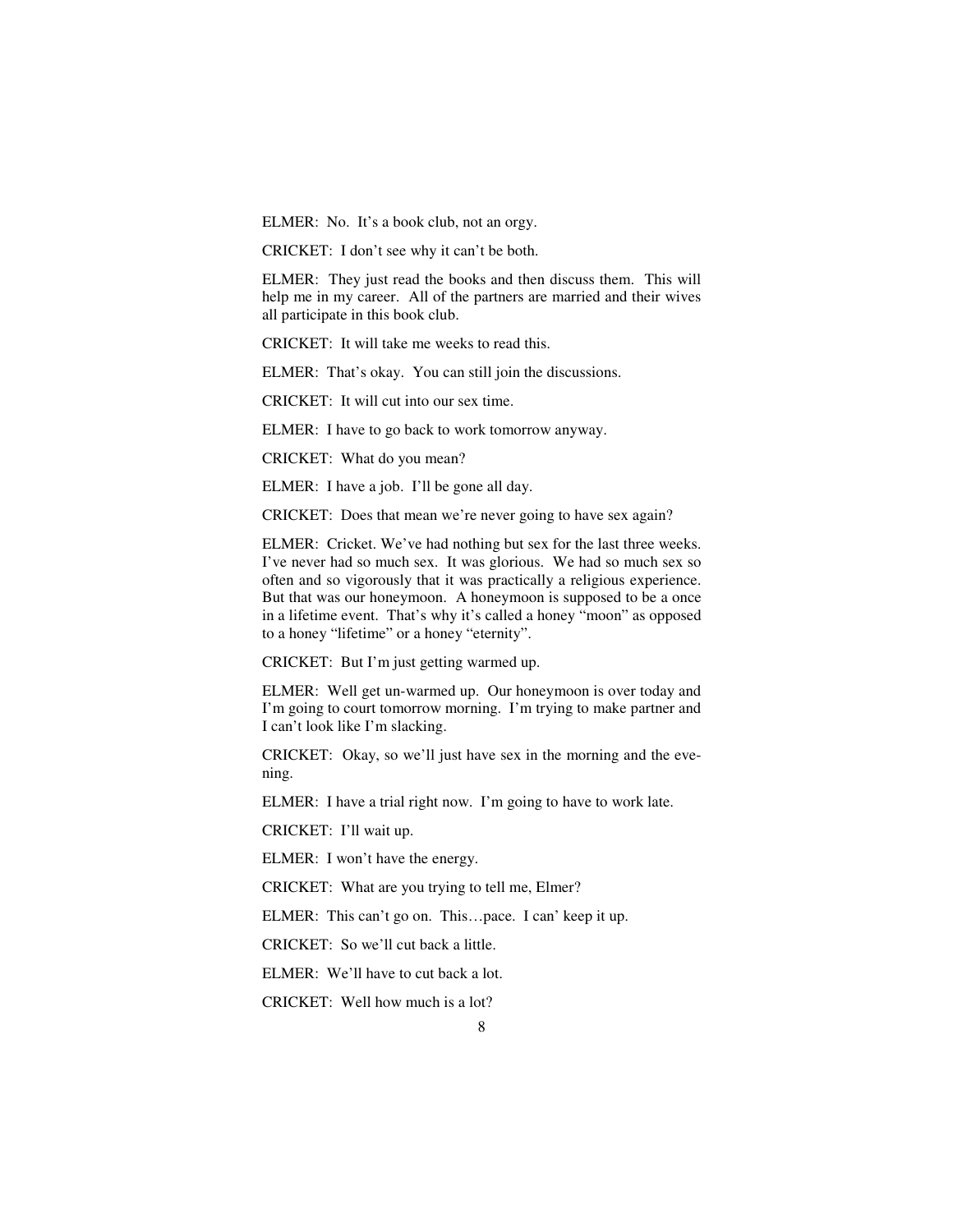ELMER: No. It's a book club, not an orgy.

CRICKET: I don't see why it can't be both.

ELMER: They just read the books and then discuss them. This will help me in my career. All of the partners are married and their wives all participate in this book club.

CRICKET: It will take me weeks to read this.

ELMER: That's okay. You can still join the discussions.

CRICKET: It will cut into our sex time.

ELMER: I have to go back to work tomorrow anyway.

CRICKET: What do you mean?

ELMER: I have a job. I'll be gone all day.

CRICKET: Does that mean we're never going to have sex again?

ELMER: Cricket. We've had nothing but sex for the last three weeks. I've never had so much sex. It was glorious. We had so much sex so often and so vigorously that it was practically a religious experience. But that was our honeymoon. A honeymoon is supposed to be a once in a lifetime event. That's why it's called a honey "moon" as opposed to a honey "lifetime" or a honey "eternity".

CRICKET: But I'm just getting warmed up.

ELMER: Well get un-warmed up. Our honeymoon is over today and I'm going to court tomorrow morning. I'm trying to make partner and I can't look like I'm slacking.

CRICKET: Okay, so we'll just have sex in the morning and the evening.

ELMER: I have a trial right now. I'm going to have to work late.

CRICKET: I'll wait up.

ELMER: I won't have the energy.

CRICKET: What are you trying to tell me, Elmer?

ELMER: This can't go on. This…pace. I can' keep it up.

CRICKET: So we'll cut back a little.

ELMER: We'll have to cut back a lot.

CRICKET: Well how much is a lot?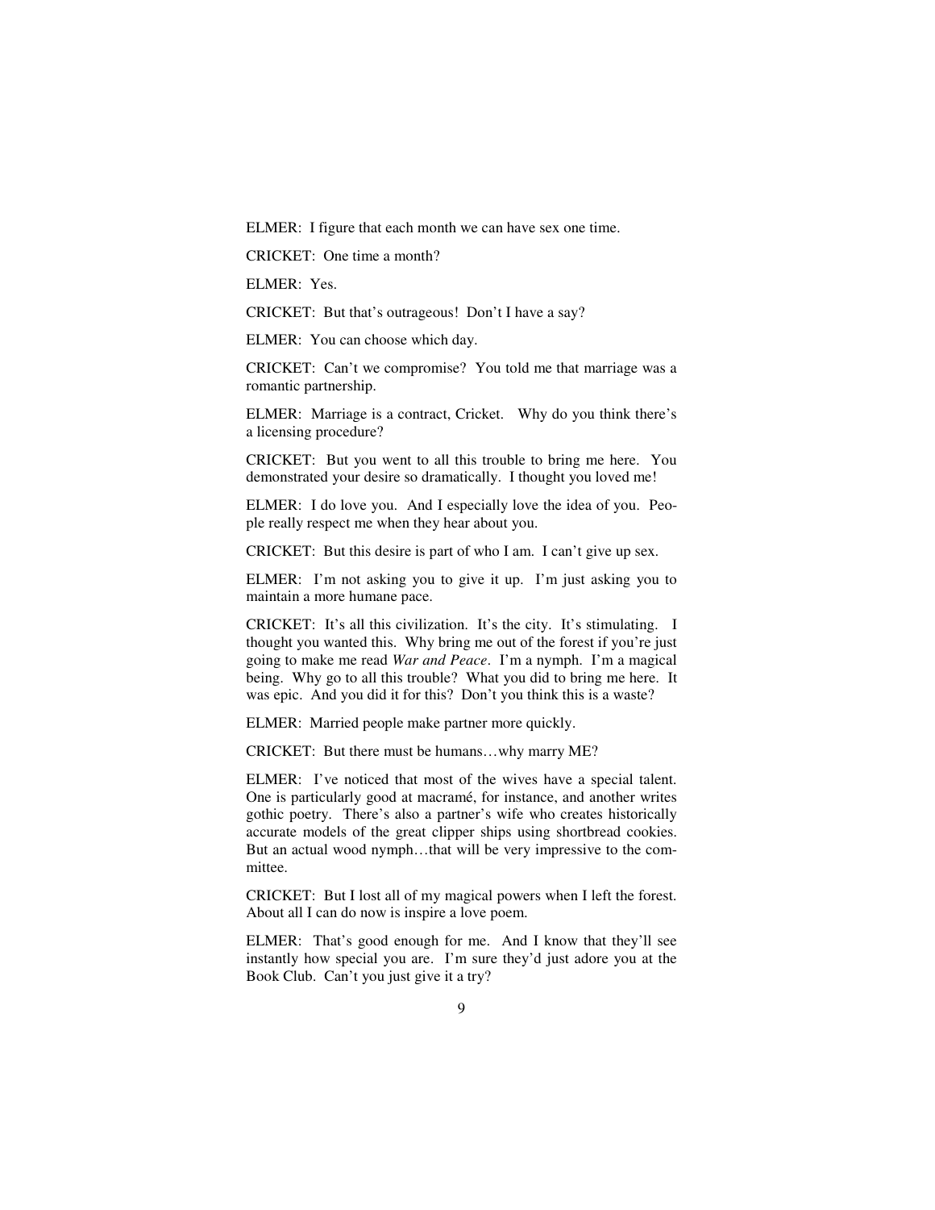ELMER: I figure that each month we can have sex one time.

CRICKET: One time a month?

ELMER: Yes.

CRICKET: But that's outrageous! Don't I have a say?

ELMER: You can choose which day.

CRICKET: Can't we compromise? You told me that marriage was a romantic partnership.

ELMER: Marriage is a contract, Cricket. Why do you think there's a licensing procedure?

CRICKET: But you went to all this trouble to bring me here. You demonstrated your desire so dramatically. I thought you loved me!

ELMER: I do love you. And I especially love the idea of you. People really respect me when they hear about you.

CRICKET: But this desire is part of who I am. I can't give up sex.

ELMER: I'm not asking you to give it up. I'm just asking you to maintain a more humane pace.

CRICKET: It's all this civilization. It's the city. It's stimulating. I thought you wanted this. Why bring me out of the forest if you're just going to make me read *War and Peace*. I'm a nymph. I'm a magical being. Why go to all this trouble? What you did to bring me here. It was epic. And you did it for this? Don't you think this is a waste?

ELMER: Married people make partner more quickly.

CRICKET: But there must be humans…why marry ME?

ELMER: I've noticed that most of the wives have a special talent. One is particularly good at macramé, for instance, and another writes gothic poetry. There's also a partner's wife who creates historically accurate models of the great clipper ships using shortbread cookies. But an actual wood nymph…that will be very impressive to the committee.

CRICKET: But I lost all of my magical powers when I left the forest. About all I can do now is inspire a love poem.

ELMER: That's good enough for me. And I know that they'll see instantly how special you are. I'm sure they'd just adore you at the Book Club. Can't you just give it a try?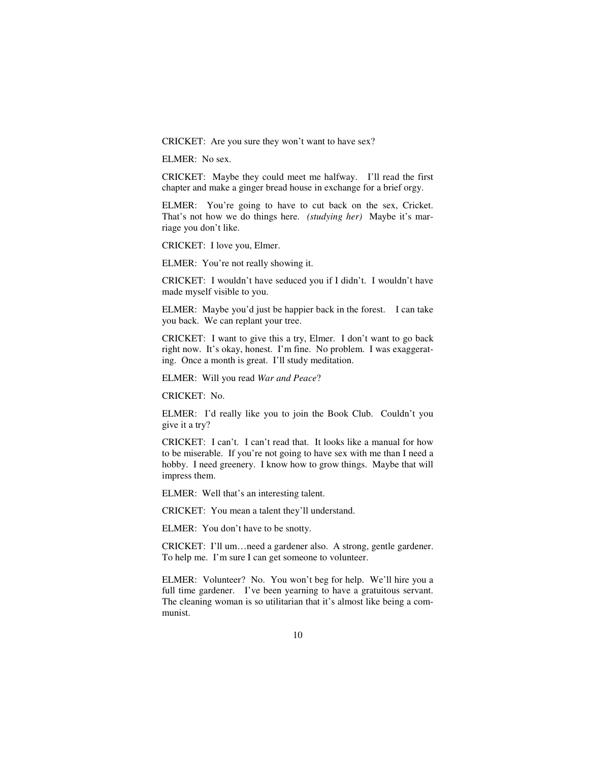CRICKET: Are you sure they won't want to have sex?

ELMER: No sex.

CRICKET: Maybe they could meet me halfway. I'll read the first chapter and make a ginger bread house in exchange for a brief orgy.

ELMER: You're going to have to cut back on the sex, Cricket. That's not how we do things here. *(studying her)* Maybe it's marriage you don't like.

CRICKET: I love you, Elmer.

ELMER: You're not really showing it.

CRICKET: I wouldn't have seduced you if I didn't. I wouldn't have made myself visible to you.

ELMER: Maybe you'd just be happier back in the forest. I can take you back. We can replant your tree.

CRICKET: I want to give this a try, Elmer. I don't want to go back right now. It's okay, honest. I'm fine. No problem. I was exaggerating. Once a month is great. I'll study meditation.

ELMER: Will you read *War and Peace*?

CRICKET: No.

ELMER: I'd really like you to join the Book Club. Couldn't you give it a try?

CRICKET: I can't. I can't read that. It looks like a manual for how to be miserable. If you're not going to have sex with me than I need a hobby. I need greenery. I know how to grow things. Maybe that will impress them.

ELMER: Well that's an interesting talent.

CRICKET: You mean a talent they'll understand.

ELMER: You don't have to be snotty.

CRICKET: I'll um…need a gardener also. A strong, gentle gardener. To help me. I'm sure I can get someone to volunteer.

ELMER: Volunteer? No. You won't beg for help. We'll hire you a full time gardener. I've been yearning to have a gratuitous servant. The cleaning woman is so utilitarian that it's almost like being a communist.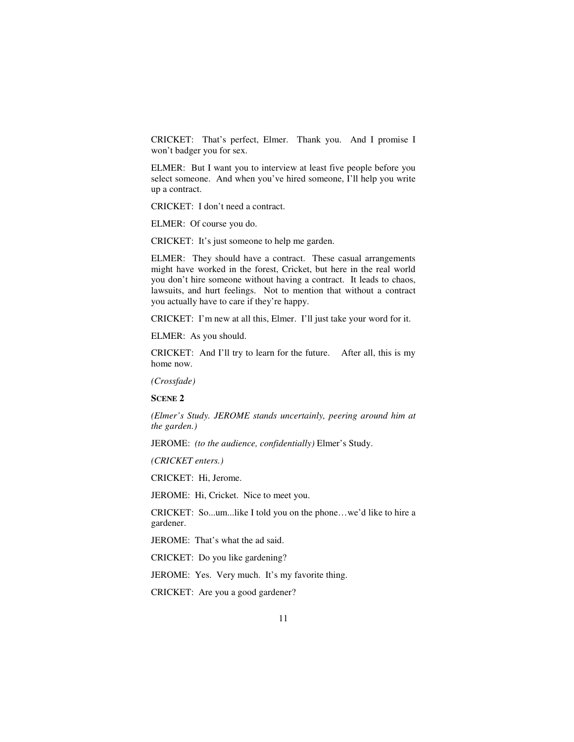CRICKET: That's perfect, Elmer. Thank you. And I promise I won't badger you for sex.

ELMER: But I want you to interview at least five people before you select someone. And when you've hired someone, I'll help you write up a contract.

CRICKET: I don't need a contract.

ELMER: Of course you do.

CRICKET: It's just someone to help me garden.

ELMER: They should have a contract. These casual arrangements might have worked in the forest, Cricket, but here in the real world you don't hire someone without having a contract. It leads to chaos, lawsuits, and hurt feelings. Not to mention that without a contract you actually have to care if they're happy.

CRICKET: I'm new at all this, Elmer. I'll just take your word for it.

ELMER: As you should.

CRICKET: And I'll try to learn for the future. After all, this is my home now.

*(Crossfade)*

**SCENE 2**

*(Elmer's Study. JEROME stands uncertainly, peering around him at the garden.)*

JEROME: *(to the audience, confidentially)* Elmer's Study.

*(CRICKET enters.)*

CRICKET: Hi, Jerome.

JEROME: Hi, Cricket. Nice to meet you.

CRICKET: So...um...like I told you on the phone…we'd like to hire a gardener.

JEROME: That's what the ad said.

CRICKET: Do you like gardening?

JEROME: Yes. Very much. It's my favorite thing.

CRICKET: Are you a good gardener?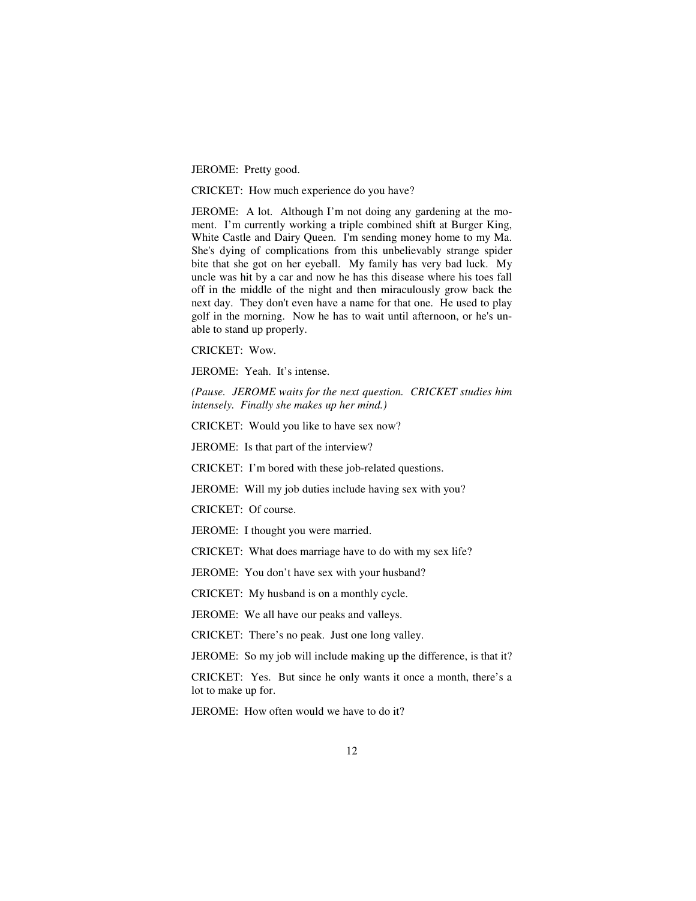JEROME: Pretty good.

CRICKET: How much experience do you have?

JEROME: A lot. Although I'm not doing any gardening at the moment. I'm currently working a triple combined shift at Burger King, White Castle and Dairy Queen. I'm sending money home to my Ma. She's dying of complications from this unbelievably strange spider bite that she got on her eyeball. My family has very bad luck. My uncle was hit by a car and now he has this disease where his toes fall off in the middle of the night and then miraculously grow back the next day. They don't even have a name for that one. He used to play golf in the morning. Now he has to wait until afternoon, or he's unable to stand up properly.

CRICKET: Wow.

JEROME: Yeah. It's intense.

*(Pause. JEROME waits for the next question. CRICKET studies him intensely. Finally she makes up her mind.)*

CRICKET: Would you like to have sex now?

JEROME: Is that part of the interview?

CRICKET: I'm bored with these job-related questions.

JEROME: Will my job duties include having sex with you?

CRICKET: Of course.

JEROME: I thought you were married.

CRICKET: What does marriage have to do with my sex life?

JEROME: You don't have sex with your husband?

CRICKET: My husband is on a monthly cycle.

JEROME: We all have our peaks and valleys.

CRICKET: There's no peak. Just one long valley.

JEROME: So my job will include making up the difference, is that it?

CRICKET: Yes. But since he only wants it once a month, there's a lot to make up for.

JEROME: How often would we have to do it?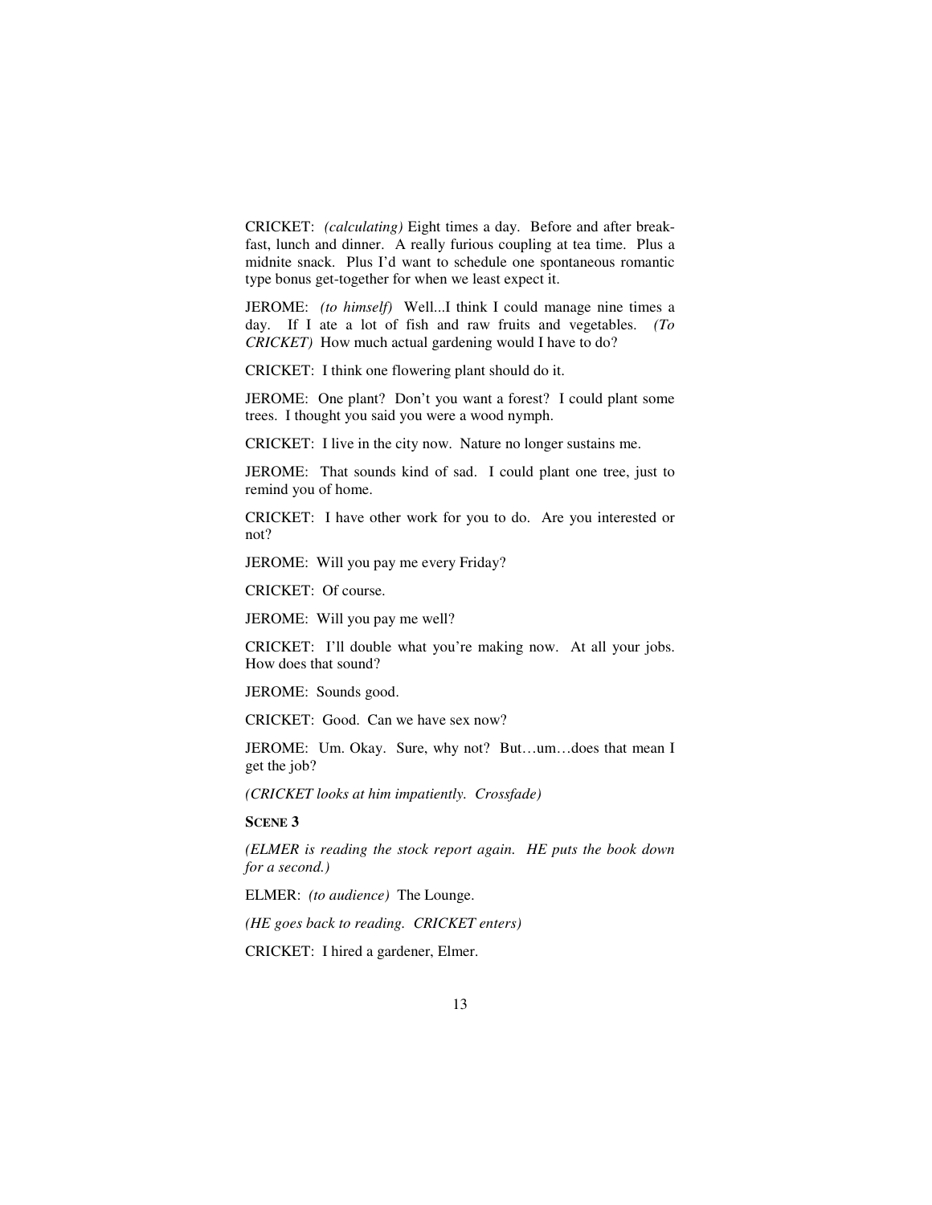CRICKET: *(calculating)* Eight times a day. Before and after breakfast, lunch and dinner. A really furious coupling at tea time. Plus a midnite snack. Plus I'd want to schedule one spontaneous romantic type bonus get-together for when we least expect it.

JEROME: *(to himself)* Well...I think I could manage nine times a day. If I ate a lot of fish and raw fruits and vegetables. *(To CRICKET)* How much actual gardening would I have to do?

CRICKET: I think one flowering plant should do it.

JEROME: One plant? Don't you want a forest? I could plant some trees. I thought you said you were a wood nymph.

CRICKET: I live in the city now. Nature no longer sustains me.

JEROME: That sounds kind of sad. I could plant one tree, just to remind you of home.

CRICKET: I have other work for you to do. Are you interested or not?

JEROME: Will you pay me every Friday?

CRICKET: Of course.

JEROME: Will you pay me well?

CRICKET: I'll double what you're making now. At all your jobs. How does that sound?

JEROME: Sounds good.

CRICKET: Good. Can we have sex now?

JEROME: Um. Okay. Sure, why not? But…um…does that mean I get the job?

*(CRICKET looks at him impatiently. Crossfade)*

**SCENE 3**

*(ELMER is reading the stock report again. HE puts the book down for a second.)*

ELMER: *(to audience)* The Lounge.

*(HE goes back to reading. CRICKET enters)*

CRICKET: I hired a gardener, Elmer.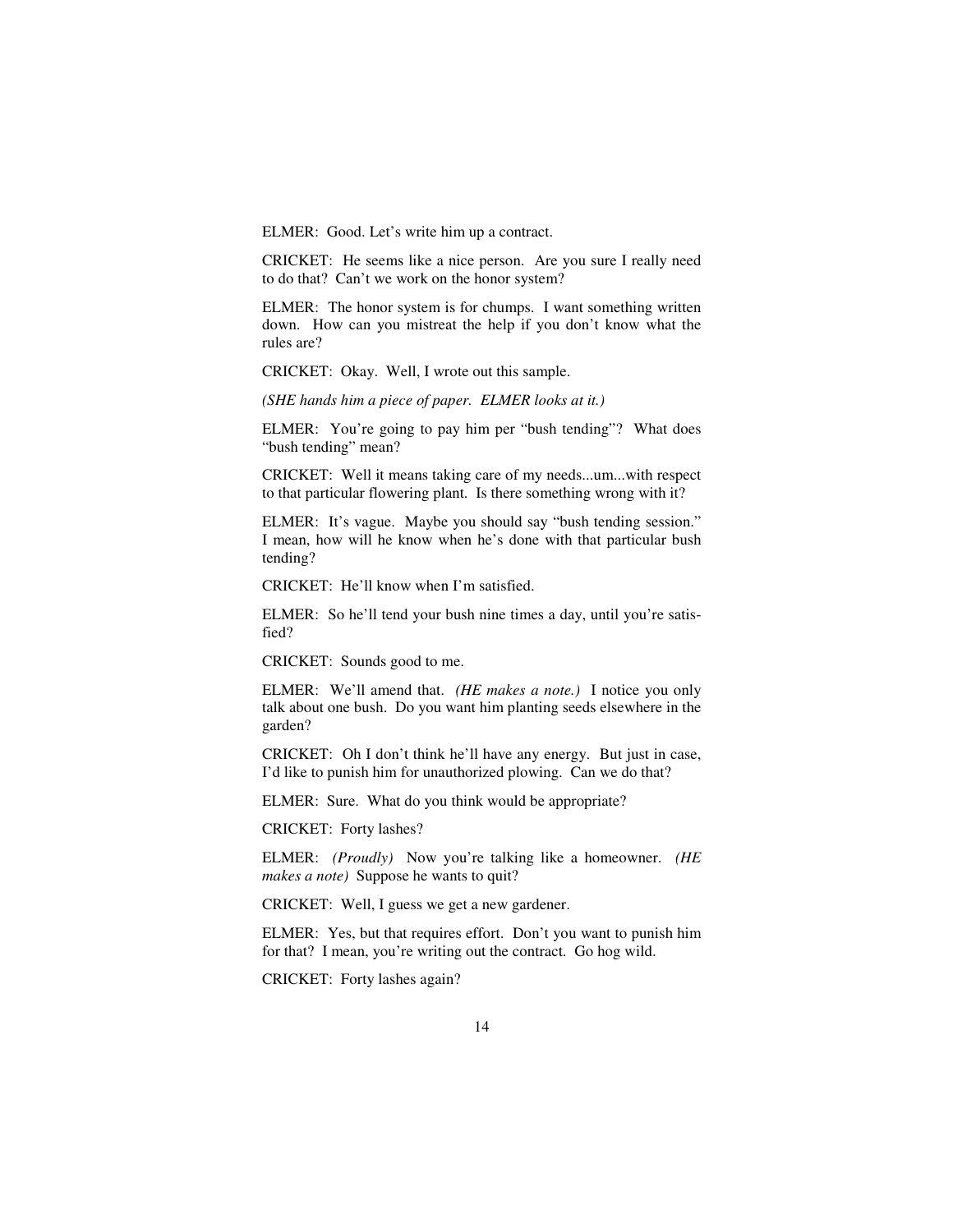ELMER: Good. Let's write him up a contract.

CRICKET: He seems like a nice person. Are you sure I really need to do that? Can't we work on the honor system?

ELMER: The honor system is for chumps. I want something written down. How can you mistreat the help if you don't know what the rules are?

CRICKET: Okay. Well, I wrote out this sample.

*(SHE hands him a piece of paper. ELMER looks at it.)*

ELMER: You're going to pay him per "bush tending"? What does "bush tending" mean?

CRICKET: Well it means taking care of my needs...um...with respect to that particular flowering plant. Is there something wrong with it?

ELMER: It's vague. Maybe you should say "bush tending session." I mean, how will he know when he's done with that particular bush tending?

CRICKET: He'll know when I'm satisfied.

ELMER: So he'll tend your bush nine times a day, until you're satisfied?

CRICKET: Sounds good to me.

ELMER: We'll amend that. *(HE makes a note.)* I notice you only talk about one bush. Do you want him planting seeds elsewhere in the garden?

CRICKET: Oh I don't think he'll have any energy. But just in case, I'd like to punish him for unauthorized plowing. Can we do that?

ELMER: Sure. What do you think would be appropriate?

CRICKET: Forty lashes?

ELMER: *(Proudly)* Now you're talking like a homeowner. *(HE makes a note)* Suppose he wants to quit?

CRICKET: Well, I guess we get a new gardener.

ELMER: Yes, but that requires effort. Don't you want to punish him for that? I mean, you're writing out the contract. Go hog wild.

CRICKET: Forty lashes again?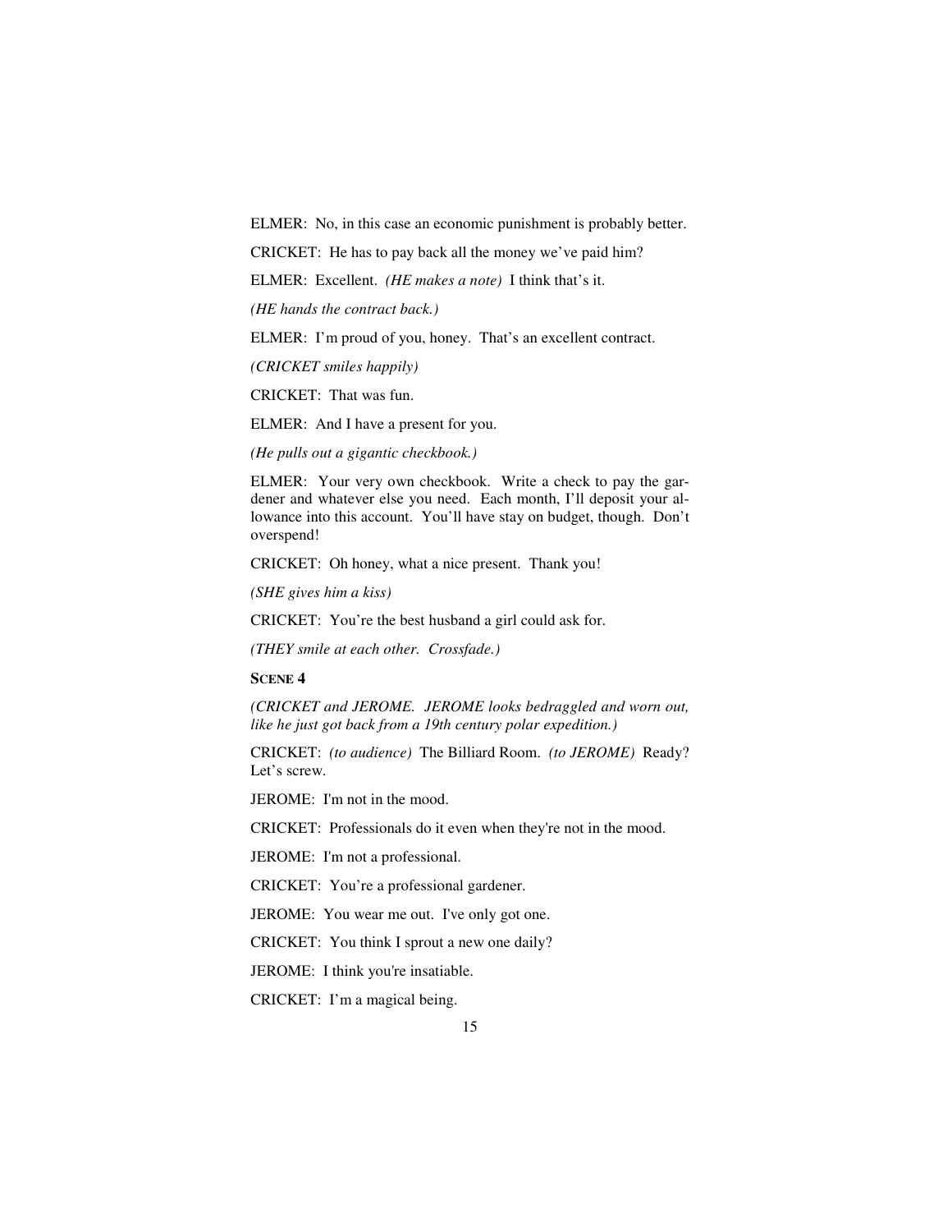ELMER: No, in this case an economic punishment is probably better.

CRICKET: He has to pay back all the money we've paid him?

ELMER: Excellent. *(HE makes a note)* I think that's it.

*(HE hands the contract back.)*

ELMER: I'm proud of you, honey. That's an excellent contract.

*(CRICKET smiles happily)*

CRICKET: That was fun.

ELMER: And I have a present for you.

*(He pulls out a gigantic checkbook.)*

ELMER: Your very own checkbook. Write a check to pay the gardener and whatever else you need. Each month, I'll deposit your allowance into this account. You'll have stay on budget, though. Don't overspend!

CRICKET: Oh honey, what a nice present. Thank you!

*(SHE gives him a kiss)*

CRICKET: You're the best husband a girl could ask for.

*(THEY smile at each other. Crossfade.)*

**SCENE 4**

*(CRICKET and JEROME. JEROME looks bedraggled and worn out, like he just got back from a 19th century polar expedition.)*

CRICKET: *(to audience)* The Billiard Room. *(to JEROME)* Ready? Let's screw.

JEROME: I'm not in the mood.

CRICKET: Professionals do it even when they're not in the mood.

JEROME: I'm not a professional.

CRICKET: You're a professional gardener.

JEROME: You wear me out. I've only got one.

CRICKET: You think I sprout a new one daily?

JEROME: I think you're insatiable.

CRICKET: I'm a magical being.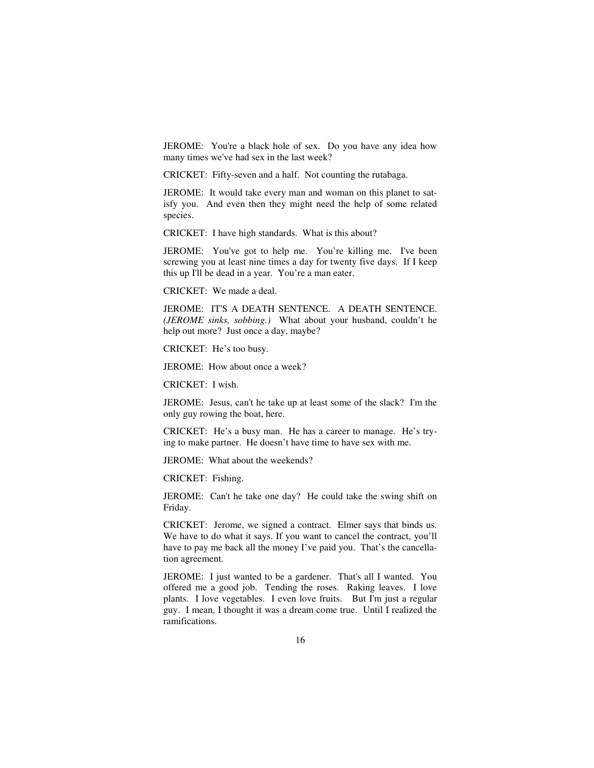JEROME: You're a black hole of sex. Do you have any idea how many times we've had sex in the last week?

CRICKET: Fifty-seven and a half. Not counting the rutabaga.

JEROME: It would take every man and woman on this planet to satisfy you. And even then they might need the help of some related species.

CRICKET: I have high standards. What is this about?

JEROME: You've got to help me. You're killing me. I've been screwing you at least nine times a day for twenty five days. If I keep this up I'll be dead in a year. You're a man eater.

CRICKET: We made a deal.

JEROME: IT'S A DEATH SENTENCE. A DEATH SENTENCE. *(JEROME sinks, sobbing.)* What about your husband, couldn't he help out more? Just once a day, maybe?

CRICKET: He's too busy.

JEROME: How about once a week?

CRICKET: I wish.

JEROME: Jesus, can't he take up at least some of the slack? I'm the only guy rowing the boat, here.

CRICKET: He's a busy man. He has a career to manage. He's trying to make partner. He doesn't have time to have sex with me.

JEROME: What about the weekends?

CRICKET: Fishing.

JEROME: Can't he take one day? He could take the swing shift on Friday.

CRICKET: Jerome, we signed a contract. Elmer says that binds us. We have to do what it says. If you want to cancel the contract, you'll have to pay me back all the money I've paid you. That's the cancellation agreement.

JEROME: I just wanted to be a gardener. That's all I wanted. You offered me a good job. Tending the roses. Raking leaves. I love plants. I love vegetables. I even love fruits. But I'm just a regular guy. I mean, I thought it was a dream come true. Until I realized the ramifications.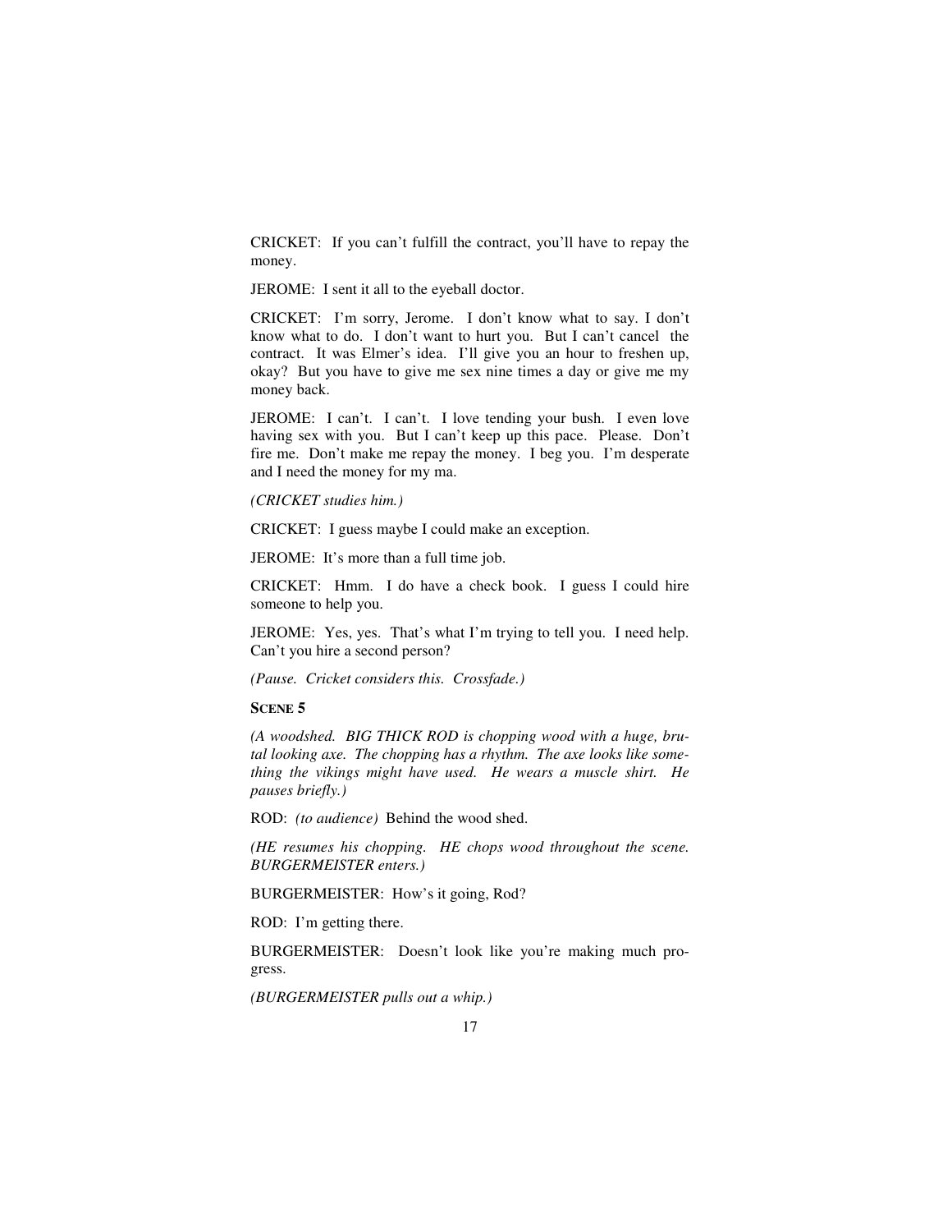CRICKET: If you can't fulfill the contract, you'll have to repay the money.

JEROME: I sent it all to the eyeball doctor.

CRICKET: I'm sorry, Jerome. I don't know what to say. I don't know what to do. I don't want to hurt you. But I can't cancel the contract. It was Elmer's idea. I'll give you an hour to freshen up, okay? But you have to give me sex nine times a day or give me my money back.

JEROME: I can't. I can't. I love tending your bush. I even love having sex with you. But I can't keep up this pace. Please. Don't fire me. Don't make me repay the money. I beg you. I'm desperate and I need the money for my ma.

*(CRICKET studies him.)*

CRICKET: I guess maybe I could make an exception.

JEROME: It's more than a full time job.

CRICKET: Hmm. I do have a check book. I guess I could hire someone to help you.

JEROME: Yes, yes. That's what I'm trying to tell you. I need help. Can't you hire a second person?

*(Pause. Cricket considers this. Crossfade.)*

**SCENE 5**

*(A woodshed. BIG THICK ROD is chopping wood with a huge, brutal looking axe. The chopping has a rhythm. The axe looks like something the vikings might have used. He wears a muscle shirt. He pauses briefly.)*

ROD: *(to audience)* Behind the wood shed.

*(HE resumes his chopping. HE chops wood throughout the scene. BURGERMEISTER enters.)*

BURGERMEISTER: How's it going, Rod?

ROD: I'm getting there.

BURGERMEISTER: Doesn't look like you're making much progress.

*(BURGERMEISTER pulls out a whip.)*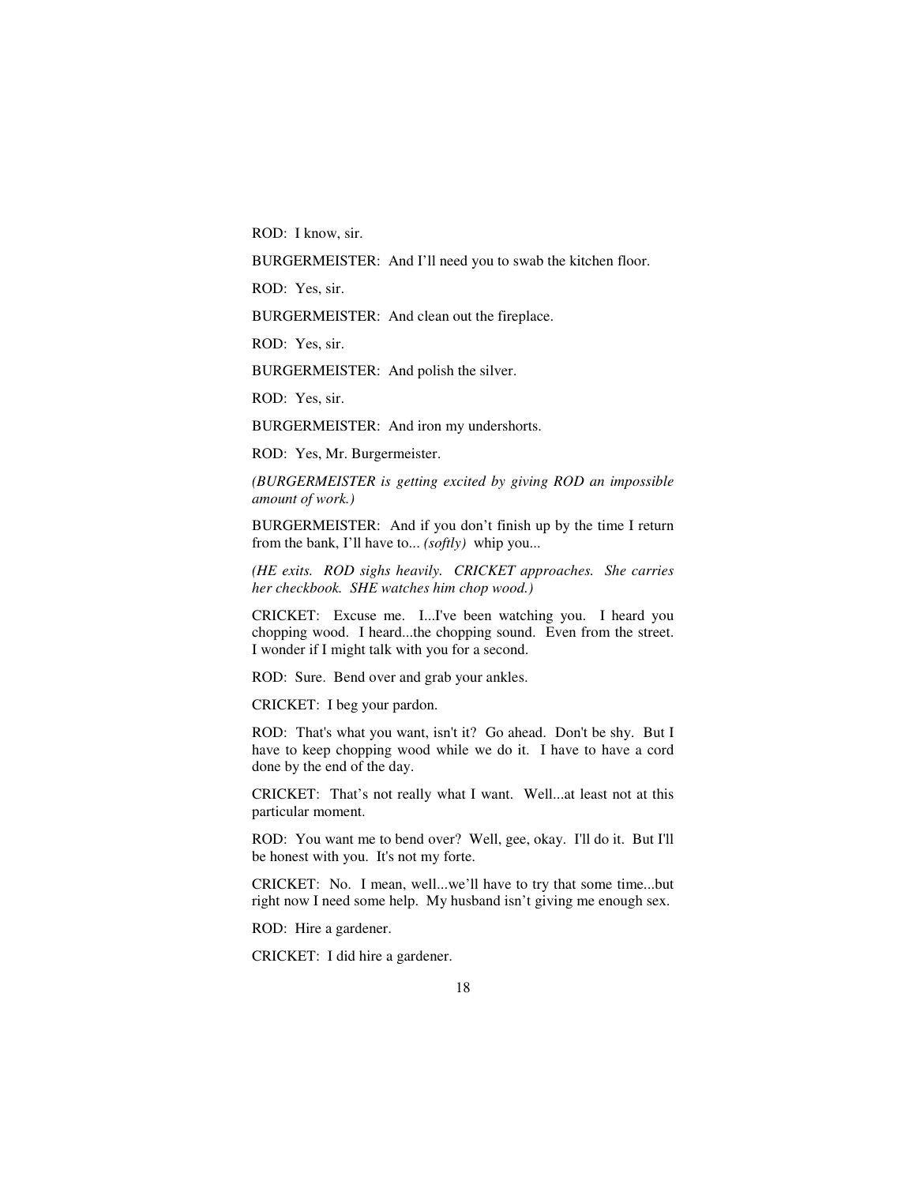ROD: I know, sir.

BURGERMEISTER: And I'll need you to swab the kitchen floor.

ROD: Yes, sir.

BURGERMEISTER: And clean out the fireplace.

ROD: Yes, sir.

BURGERMEISTER: And polish the silver.

ROD: Yes, sir.

BURGERMEISTER: And iron my undershorts.

ROD: Yes, Mr. Burgermeister.

*(BURGERMEISTER is getting excited by giving ROD an impossible amount of work.)*

BURGERMEISTER: And if you don't finish up by the time I return from the bank, I'll have to... *(softly)* whip you...

*(HE exits. ROD sighs heavily. CRICKET approaches. She carries her checkbook. SHE watches him chop wood.)*

CRICKET: Excuse me. I...I've been watching you. I heard you chopping wood. I heard...the chopping sound. Even from the street. I wonder if I might talk with you for a second.

ROD: Sure. Bend over and grab your ankles.

CRICKET: I beg your pardon.

ROD: That's what you want, isn't it? Go ahead. Don't be shy. But I have to keep chopping wood while we do it. I have to have a cord done by the end of the day.

CRICKET: That's not really what I want. Well...at least not at this particular moment.

ROD: You want me to bend over? Well, gee, okay. I'll do it. But I'll be honest with you. It's not my forte.

CRICKET: No. I mean, well...we'll have to try that some time...but right now I need some help. My husband isn't giving me enough sex.

ROD: Hire a gardener.

CRICKET: I did hire a gardener.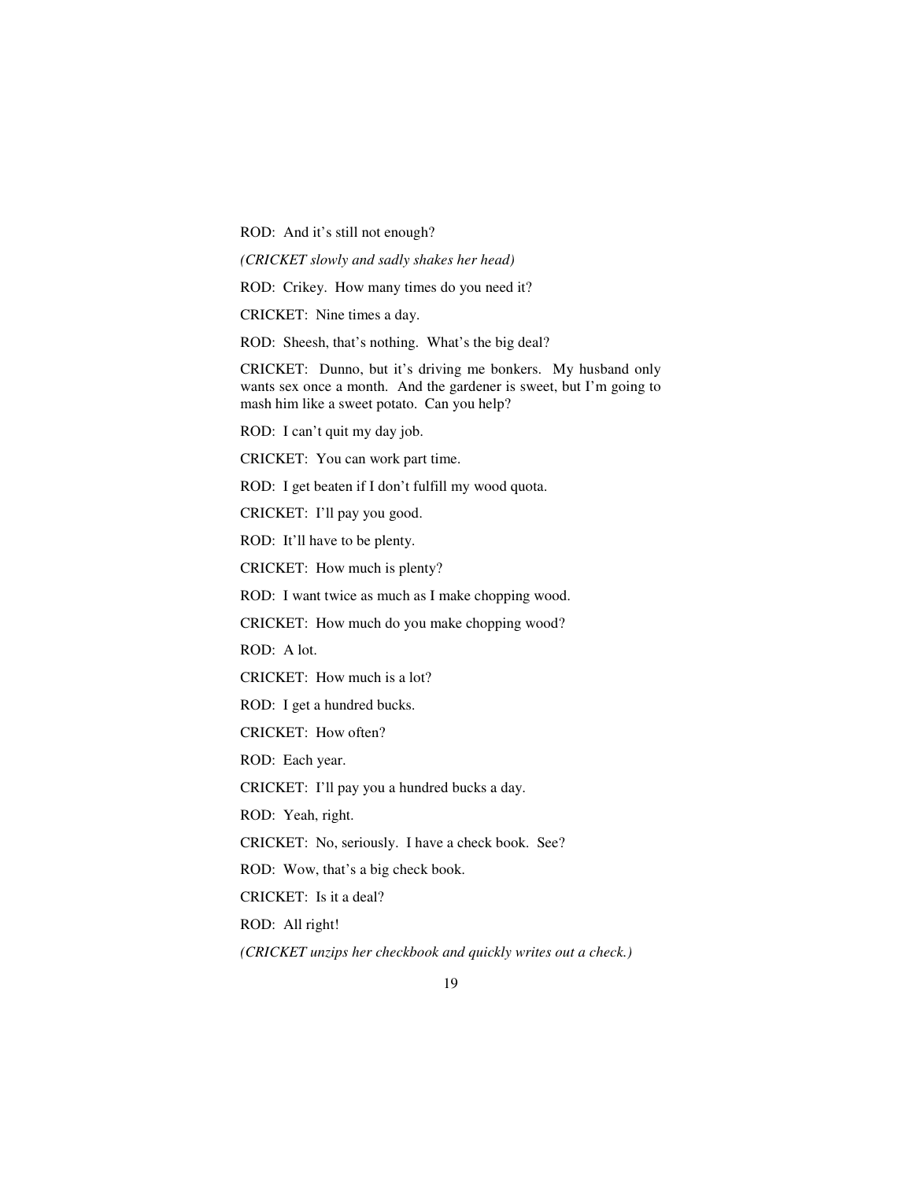ROD: And it's still not enough?

*(CRICKET slowly and sadly shakes her head)*

ROD: Crikey. How many times do you need it?

CRICKET: Nine times a day.

ROD: Sheesh, that's nothing. What's the big deal?

CRICKET: Dunno, but it's driving me bonkers. My husband only wants sex once a month. And the gardener is sweet, but I'm going to mash him like a sweet potato. Can you help?

ROD: I can't quit my day job.

CRICKET: You can work part time.

ROD: I get beaten if I don't fulfill my wood quota.

CRICKET: I'll pay you good.

ROD: It'll have to be plenty.

CRICKET: How much is plenty?

ROD: I want twice as much as I make chopping wood.

CRICKET: How much do you make chopping wood?

ROD: A lot.

CRICKET: How much is a lot?

ROD: I get a hundred bucks.

CRICKET: How often?

ROD: Each year.

CRICKET: I'll pay you a hundred bucks a day.

ROD: Yeah, right.

CRICKET: No, seriously. I have a check book. See?

ROD: Wow, that's a big check book.

CRICKET: Is it a deal?

ROD: All right!

*(CRICKET unzips her checkbook and quickly writes out a check.)*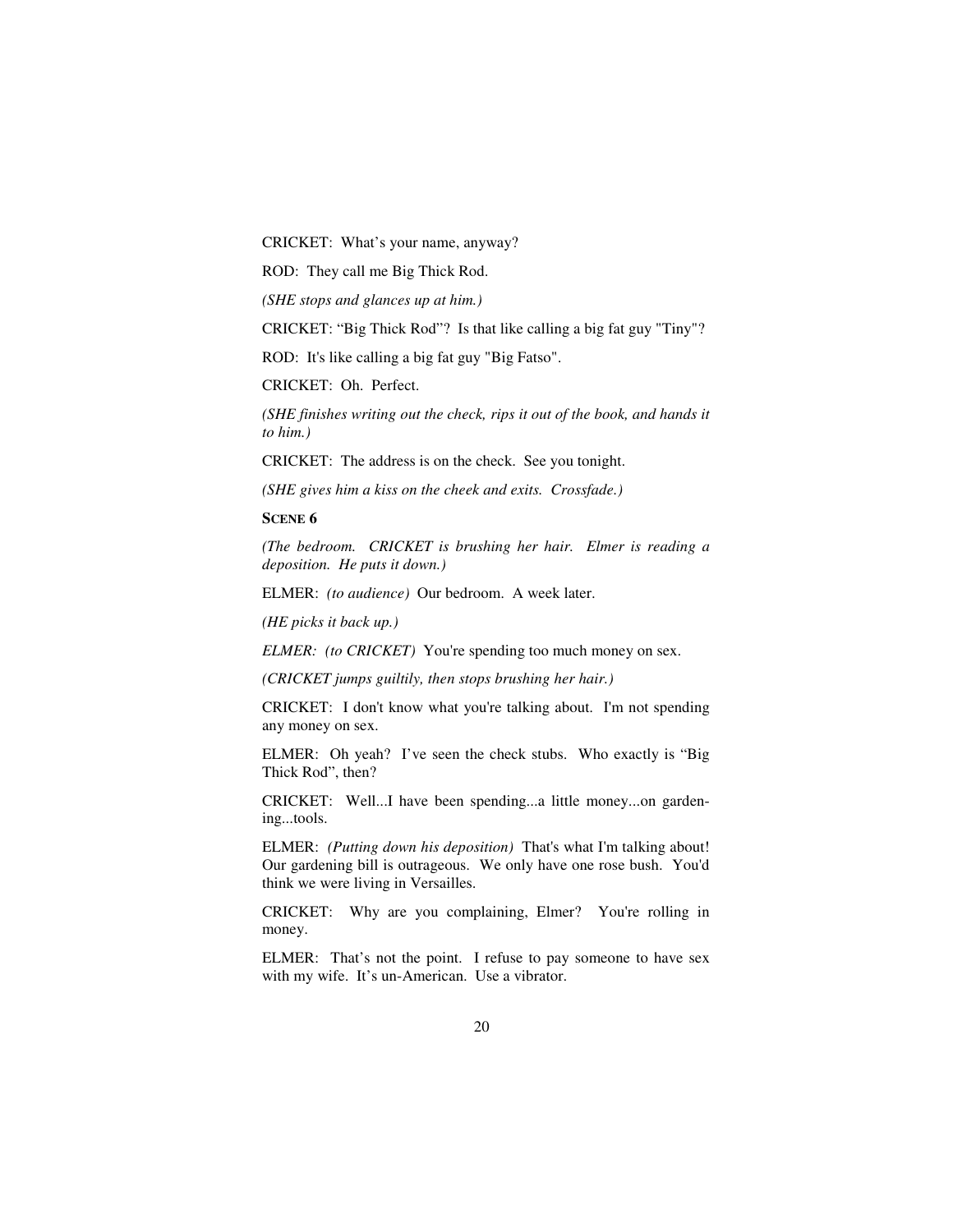CRICKET: What's your name, anyway?

ROD: They call me Big Thick Rod.

*(SHE stops and glances up at him.)*

CRICKET: "Big Thick Rod"? Is that like calling a big fat guy "Tiny"?

ROD: It's like calling a big fat guy "Big Fatso".

CRICKET: Oh. Perfect.

*(SHE finishes writing out the check, rips it out of the book, and hands it to him.)*

CRICKET: The address is on the check. See you tonight.

*(SHE gives him a kiss on the cheek and exits. Crossfade.)*

**SCENE 6**

*(The bedroom. CRICKET is brushing her hair. Elmer is reading a deposition. He puts it down.)*

ELMER: *(to audience)* Our bedroom. A week later.

*(HE picks it back up.)*

*ELMER: (to CRICKET)* You're spending too much money on sex.

*(CRICKET jumps guiltily, then stops brushing her hair.)*

CRICKET: I don't know what you're talking about. I'm not spending any money on sex.

ELMER: Oh yeah? I've seen the check stubs. Who exactly is "Big Thick Rod", then?

CRICKET: Well...I have been spending...a little money...on gardening...tools.

ELMER: *(Putting down his deposition)* That's what I'm talking about! Our gardening bill is outrageous. We only have one rose bush. You'd think we were living in Versailles.

CRICKET: Why are you complaining, Elmer? You're rolling in money.

ELMER: That's not the point. I refuse to pay someone to have sex with my wife. It's un-American. Use a vibrator.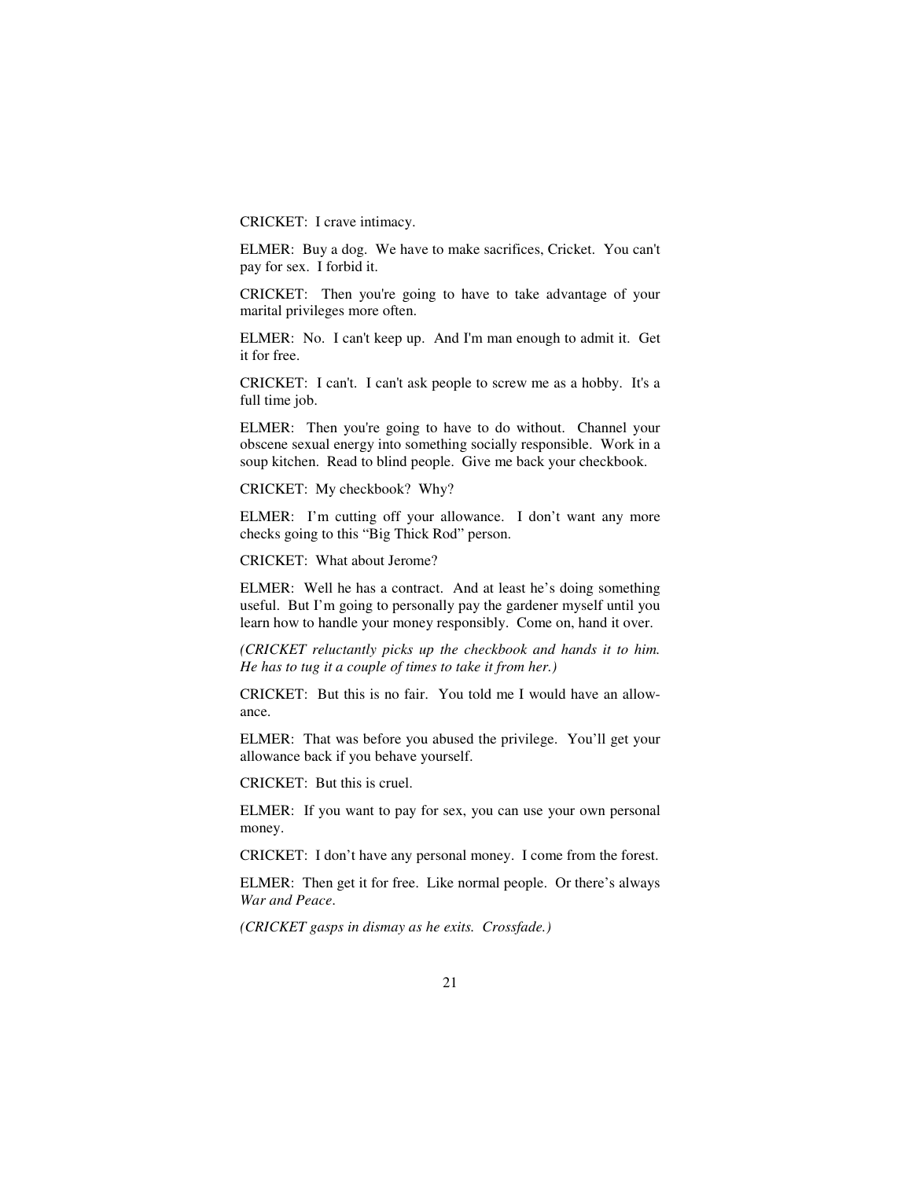CRICKET: I crave intimacy.

ELMER: Buy a dog. We have to make sacrifices, Cricket. You can't pay for sex. I forbid it.

CRICKET: Then you're going to have to take advantage of your marital privileges more often.

ELMER: No. I can't keep up. And I'm man enough to admit it. Get it for free.

CRICKET: I can't. I can't ask people to screw me as a hobby. It's a full time job.

ELMER: Then you're going to have to do without. Channel your obscene sexual energy into something socially responsible. Work in a soup kitchen. Read to blind people. Give me back your checkbook.

CRICKET: My checkbook? Why?

ELMER: I'm cutting off your allowance. I don't want any more checks going to this "Big Thick Rod" person.

CRICKET: What about Jerome?

ELMER: Well he has a contract. And at least he's doing something useful. But I'm going to personally pay the gardener myself until you learn how to handle your money responsibly. Come on, hand it over.

*(CRICKET reluctantly picks up the checkbook and hands it to him. He has to tug it a couple of times to take it from her.)*

CRICKET: But this is no fair. You told me I would have an allowance.

ELMER: That was before you abused the privilege. You'll get your allowance back if you behave yourself.

CRICKET: But this is cruel.

ELMER: If you want to pay for sex, you can use your own personal money.

CRICKET: I don't have any personal money. I come from the forest.

ELMER: Then get it for free. Like normal people. Or there's always *War and Peace*.

*(CRICKET gasps in dismay as he exits. Crossfade.)*